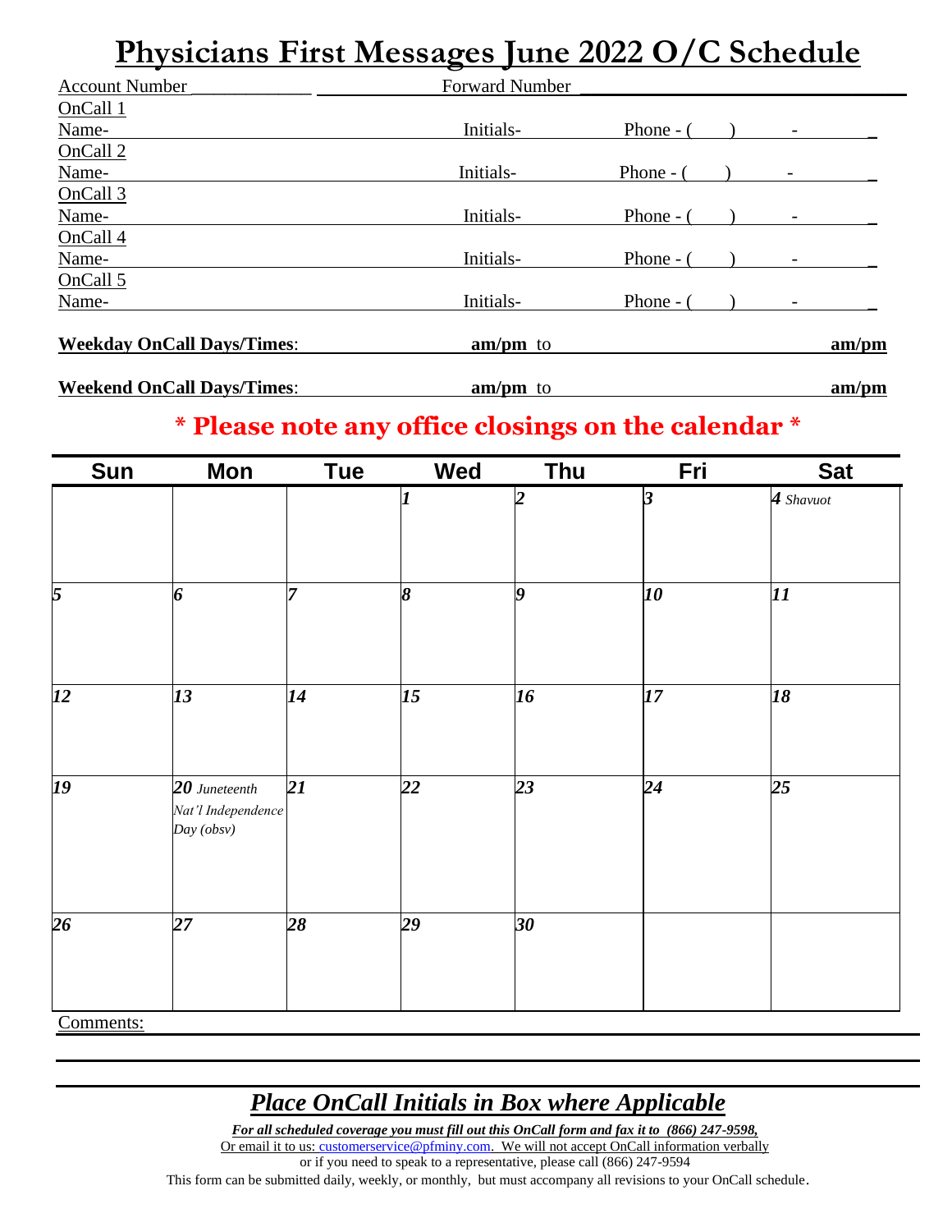# Physicians First Messages June 2022 O/C Schedule

Account Number ____________ Forward Number ______________________________

OnCall 1
Name- Initials- Phone - (    )    -    _

OnCall 2
Name- Initials- Phone - (    )    -    _

OnCall 3
Name- Initials- Phone - (    )    -    _

OnCall 4
Name- Initials- Phone - (    )    -    _

OnCall 5
Name- Initials- Phone - (    )    -    _

**Weekday OnCall Days/Times**: **am/pm** to **am/pm**

**Weekend OnCall Days/Times**: **am/pm** to **am/pm**

## * Please note any office closings on the calendar *

| Sun | Mon | Tue | Wed | Thu | Fri | Sat |
|---|---|---|---|---|---|---|
| | | | *1* | *2* | *3* | *4* *Shavuot* |
| *5* | *6* | *7* | *8* | *9* | *10* | *11* |
| *12* | *13* | *14* | *15* | *16* | *17* | *18* |
| *19* | *20* *Juneteenth Nat'l Independence Day (obsv)* | *21* | *22* | *23* | *24* | *25* |
| *26* | *27* | *28* | *29* | *30* | | |

Comments:

## *Place OnCall Initials in Box where Applicable*

***For all scheduled coverage you must fill out this OnCall form and fax it to (866) 247-9598,***

Or email it to us: customerservice@pfminy.com. We will not accept OnCall information verbally

or if you need to speak to a representative, please call (866) 247-9594

This form can be submitted daily, weekly, or monthly, but must accompany all revisions to your OnCall schedule.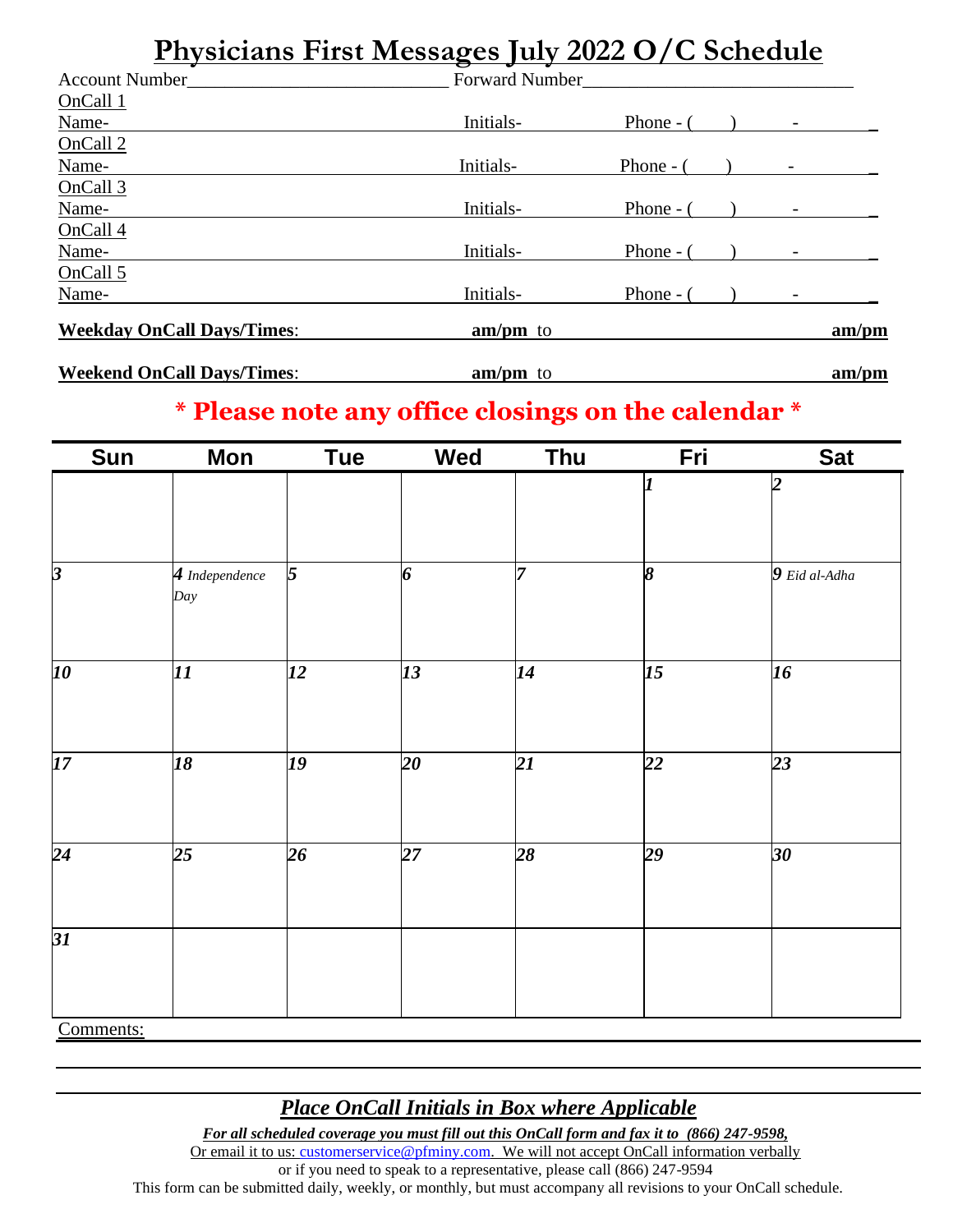# Physicians First Messages July 2022 O/C Schedule

Account Number\_\_\_\_\_\_\_\_\_\_\_\_\_\_\_\_\_\_\_\_\_\_\_\_\_\_\_ Forward Number\_\_\_\_\_\_\_\_\_\_\_\_\_\_\_\_\_\_\_\_\_\_\_\_\_\_\_\_

OnCall 1
Name- Initials- Phone - ( ) -

OnCall 2
Name- Initials- Phone - ( ) -

OnCall 3
Name- Initials- Phone - ( ) -

OnCall 4
Name- Initials- Phone - ( ) -

OnCall 5
Name- Initials- Phone - ( ) -

**Weekday OnCall Days/Times**: **am/pm** to **am/pm**

**Weekend OnCall Days/Times**: **am/pm** to **am/pm**

## * Please note any office closings on the calendar *

| Sun | Mon | Tue | Wed | Thu | Fri | Sat |
|---|---|---|---|---|---|---|
| | | | | | *1* | *2* |
| *3* | *4 Independence Day* | *5* | *6* | *7* | *8* | *9 Eid al-Adha* |
| *10* | *11* | *12* | *13* | *14* | *15* | *16* |
| *17* | *18* | *19* | *20* | *21* | *22* | *23* |
| *24* | *25* | *26* | *27* | *28* | *29* | *30* |
| *31* | | | | | | |

Comments:

## *Place OnCall Initials in Box where Applicable*

***For all scheduled coverage you must fill out this OnCall form and fax it to (866) 247-9598,***

Or email it to us: customerservice@pfminy.com. We will not accept OnCall information verbally

or if you need to speak to a representative, please call (866) 247-9594

This form can be submitted daily, weekly, or monthly, but must accompany all revisions to your OnCall schedule.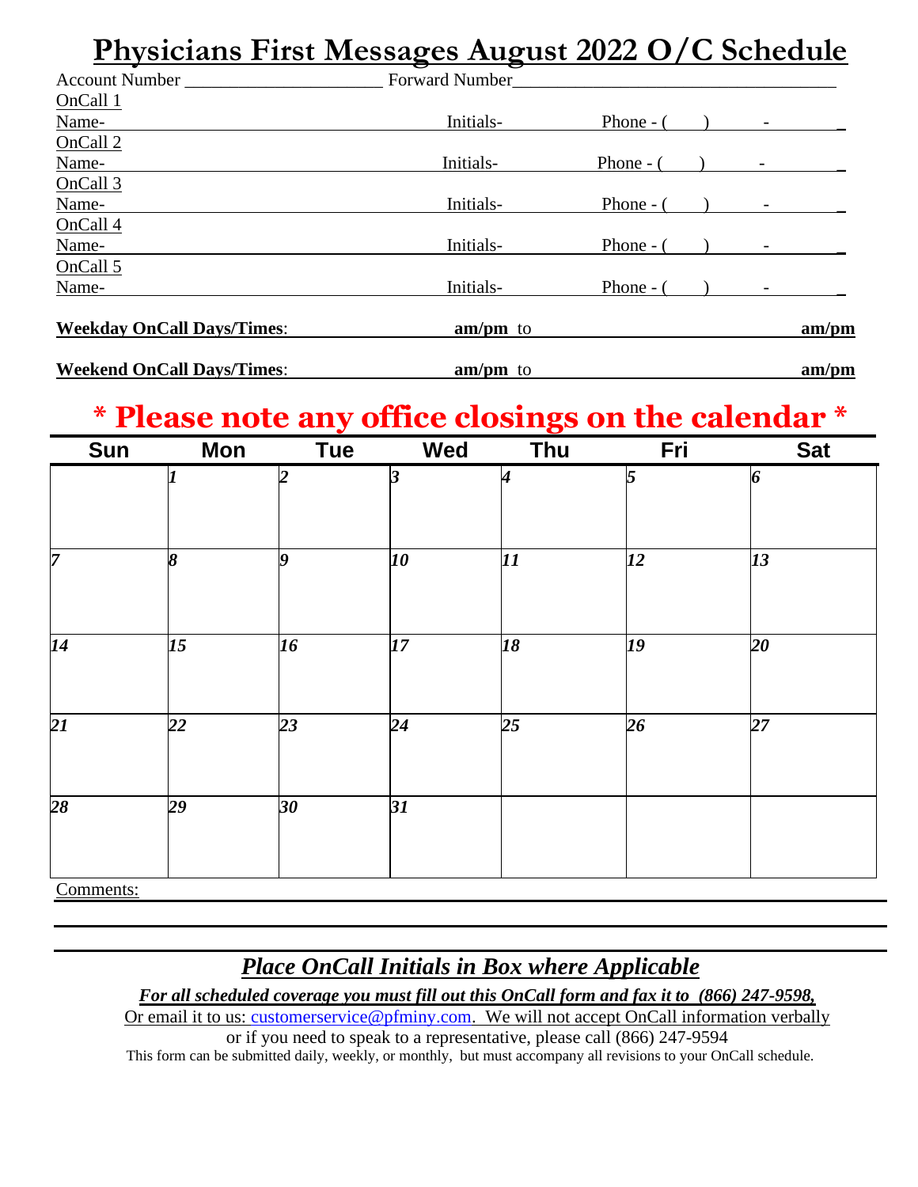# Physicians First Messages August 2022 O/C Schedule

Account Number ______________________ Forward Number____________________________________

OnCall 1
Name- Initials- Phone - ( ) -

OnCall 2
Name- Initials- Phone - ( ) -

OnCall 3
Name- Initials- Phone - ( ) -

OnCall 4
Name- Initials- Phone - ( ) -

OnCall 5
Name- Initials- Phone - ( ) -

**Weekday OnCall Days/Times**: **am/pm** to **am/pm**

**Weekend OnCall Days/Times**: **am/pm** to **am/pm**

## * Please note any office closings on the calendar *

| Sun | Mon | Tue | Wed | Thu | Fri | Sat |
|---|---|---|---|---|---|---|
| | *1* | *2* | *3* | *4* | *5* | *6* |
| *7* | *8* | *9* | *10* | *11* | *12* | *13* |
| *14* | *15* | *16* | *17* | *18* | *19* | *20* |
| *21* | *22* | *23* | *24* | *25* | *26* | *27* |
| *28* | *29* | *30* | *31* | | | |

Comments:

### *Place OnCall Initials in Box where Applicable*

***For all scheduled coverage you must fill out this OnCall form and fax it to (866) 247-9598,***
Or email it to us: customerservice@pfminy.com. We will not accept OnCall information verbally
or if you need to speak to a representative, please call (866) 247-9594
This form can be submitted daily, weekly, or monthly, but must accompany all revisions to your OnCall schedule.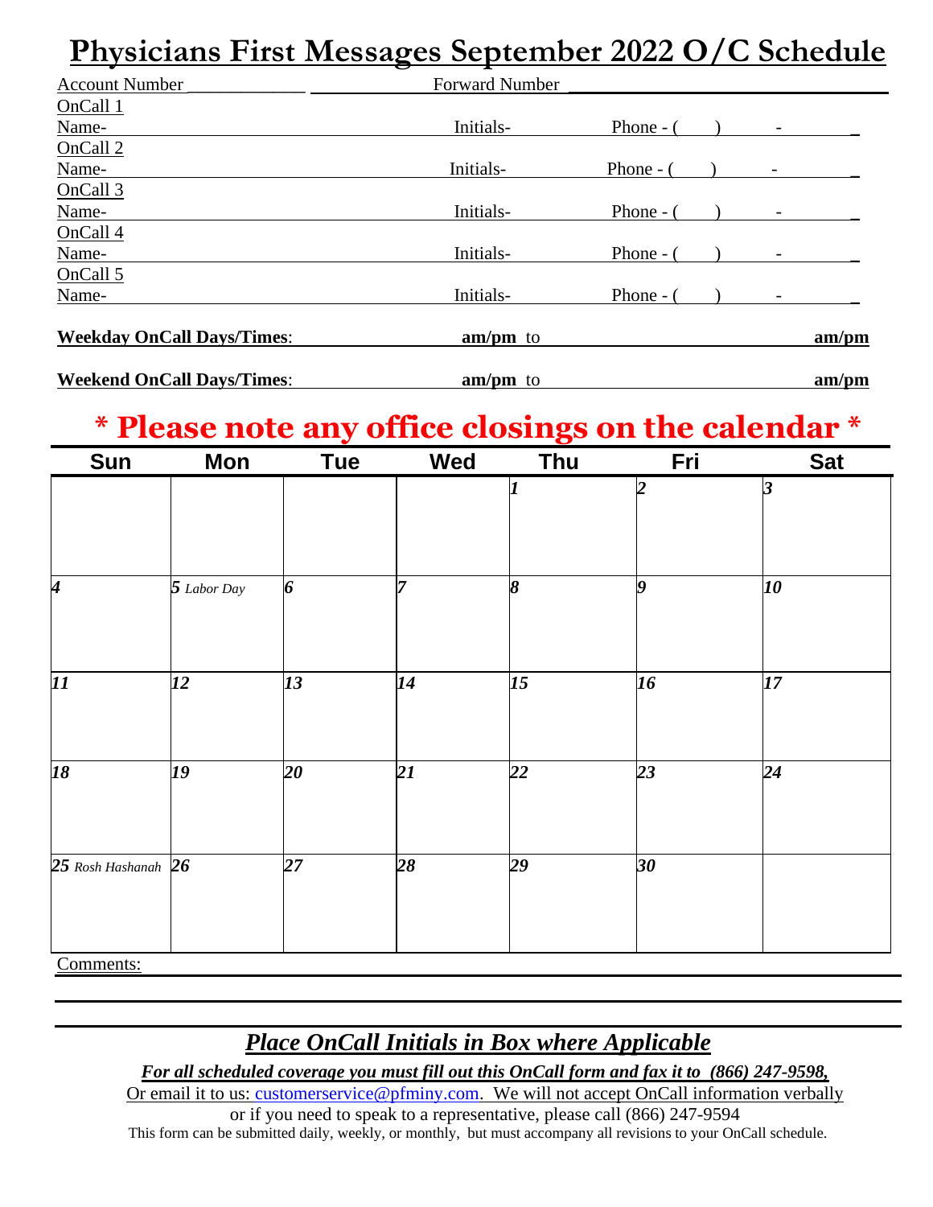# Physicians First Messages September 2022 O/C Schedule

Account Number ____________ Forward Number ______________________________

OnCall 1
Name- Initials- Phone - ( ) - _

OnCall 2
Name- Initials- Phone - ( ) - _

OnCall 3
Name- Initials- Phone - ( ) - _

OnCall 4
Name- Initials- Phone - ( ) - _

OnCall 5
Name- Initials- Phone - ( ) - _

**Weekday OnCall Days/Times**: **am/pm** to **am/pm**

**Weekend OnCall Days/Times**: **am/pm** to **am/pm**

## \* Please note any office closings on the calendar \*

| Sun | Mon | Tue | Wed | Thu | Fri | Sat |
|---|---|---|---|---|---|---|
| | | | | *1* | *2* | *3* |
| *4* | *5* *Labor Day* | *6* | *7* | *8* | *9* | *10* |
| *11* | *12* | *13* | *14* | *15* | *16* | *17* |
| *18* | *19* | *20* | *21* | *22* | *23* | *24* |
| *25* *Rosh Hashanah* | *26* | *27* | *28* | *29* | *30* | |

Comments:

### *Place OnCall Initials in Box where Applicable*

***For all scheduled coverage you must fill out this OnCall form and fax it to (866) 247-9598,***

Or email it to us: customerservice@pfminy.com. We will not accept OnCall information verbally or if you need to speak to a representative, please call (866) 247-9594

This form can be submitted daily, weekly, or monthly, but must accompany all revisions to your OnCall schedule.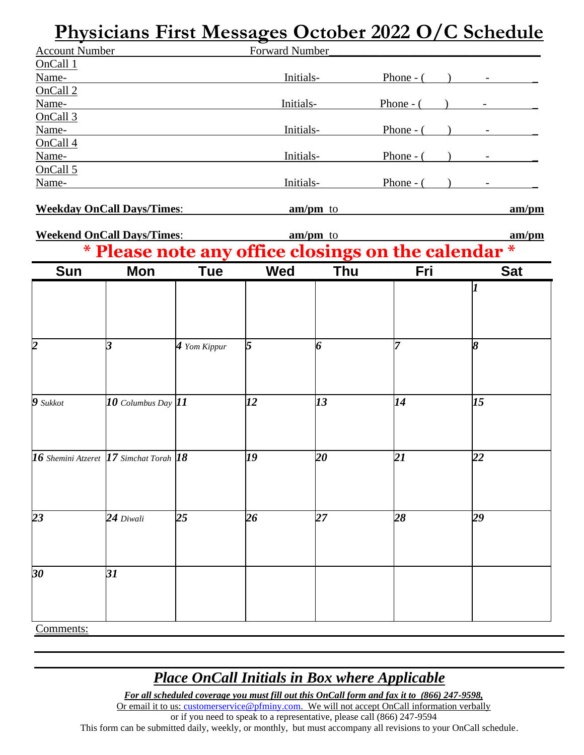# Physicians First Messages October 2022 O/C Schedule

Account Number Forward Number

OnCall 1
Name- Initials- Phone - ( ) -

OnCall 2
Name- Initials- Phone - ( ) -

OnCall 3
Name- Initials- Phone - ( ) -

OnCall 4
Name- Initials- Phone - ( ) -

OnCall 5
Name- Initials- Phone - ( ) -

**Weekday OnCall Days/Times**: **am/pm** to **am/pm**

**Weekend OnCall Days/Times**: **am/pm** to **am/pm**

**\* Please note any office closings on the calendar \***

| Sun | Mon | Tue | Wed | Thu | Fri | Sat |
|---|---|---|---|---|---|---|
| | | | | | | *1* |
| *2* | *3* | *4 Yom Kippur* | *5* | *6* | *7* | *8* |
| *9 Sukkot* | *10 Columbus Day* | *11* | *12* | *13* | *14* | *15* |
| *16 Shemini Atzeret* | *17 Simchat Torah* | *18* | *19* | *20* | *21* | *22* |
| *23* | *24 Diwali* | *25* | *26* | *27* | *28* | *29* |
| *30* | *31* | | | | | |

Comments:

## *Place OnCall Initials in Box where Applicable*

***For all scheduled coverage you must fill out this OnCall form and fax it to (866) 247-9598,***

Or email it to us: customerservice@pfminy.com. We will not accept OnCall information verbally

or if you need to speak to a representative, please call (866) 247-9594

This form can be submitted daily, weekly, or monthly, but must accompany all revisions to your OnCall schedule.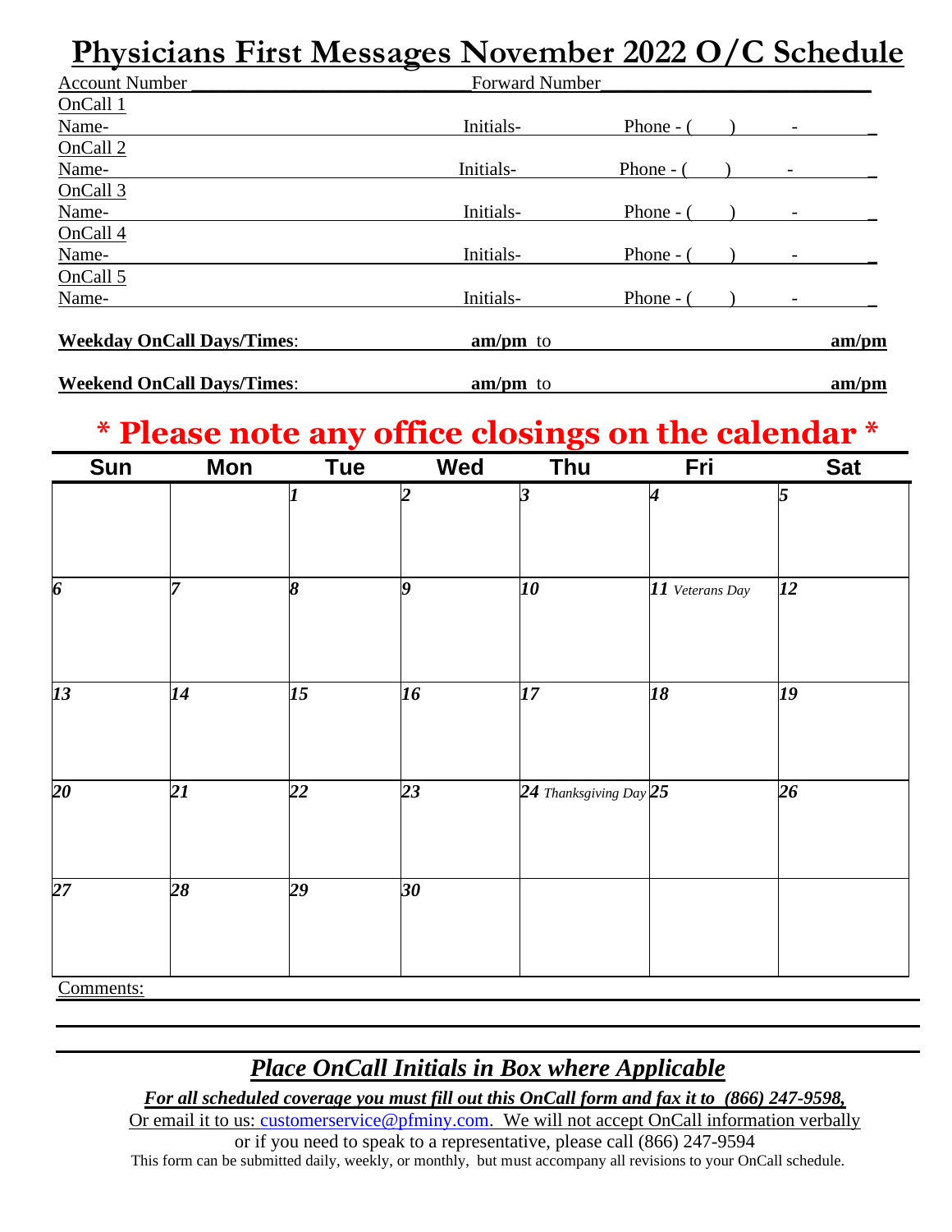# Physicians First Messages November 2022 O/C Schedule

Account Number ______________________ Forward Number__________________________

OnCall 1

Name- Initials- Phone - ( ) - _

OnCall 2

Name- Initials- Phone - ( ) - _

OnCall 3

Name- Initials- Phone - ( ) - _

OnCall 4

Name- Initials- Phone - ( ) - _

OnCall 5

Name- Initials- Phone - ( ) - _

**Weekday OnCall Days/Times**: **am/pm** to **am/pm**

**Weekend OnCall Days/Times**: **am/pm** to **am/pm**

## * Please note any office closings on the calendar *

| Sun | Mon | Tue | Wed | Thu | Fri | Sat |
|---|---|---|---|---|---|---|
| | | *1* | *2* | *3* | *4* | *5* |
| *6* | *7* | *8* | *9* | *10* | *11* *Veterans Day* | *12* |
| *13* | *14* | *15* | *16* | *17* | *18* | *19* |
| *20* | *21* | *22* | *23* | *24* *Thanksgiving Day* | *25* | *26* |
| *27* | *28* | *29* | *30* | | | |

Comments:

## *Place OnCall Initials in Box where Applicable*

***For all scheduled coverage you must fill out this OnCall form and fax it to (866) 247-9598,***

Or email it to us: customerservice@pfminy.com. We will not accept OnCall information verbally

or if you need to speak to a representative, please call (866) 247-9594

This form can be submitted daily, weekly, or monthly, but must accompany all revisions to your OnCall schedule.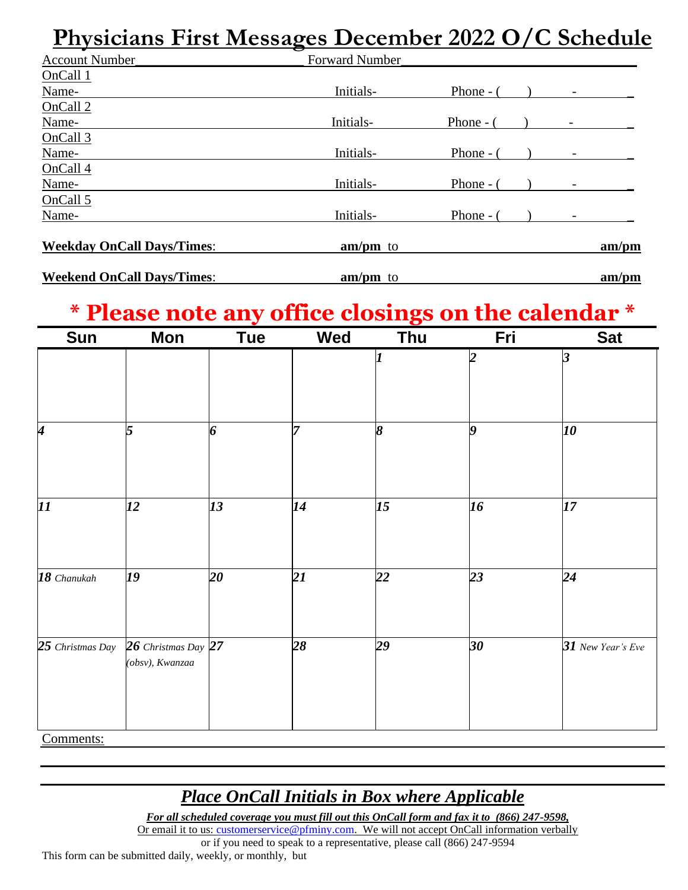# Physicians First Messages December 2022 O/C Schedule

Account Number________________________ Forward Number________________________________

OnCall 1
Name- Initials- Phone - ( ) -

OnCall 2
Name- Initials- Phone - ( ) -

OnCall 3
Name- Initials- Phone - ( ) -

OnCall 4
Name- Initials- Phone - ( ) -

OnCall 5
Name- Initials- Phone - ( ) -

**Weekday OnCall Days/Times**: **am/pm** to **am/pm**

**Weekend OnCall Days/Times**: **am/pm** to **am/pm**

## * Please note any office closings on the calendar *

| Sun | Mon | Tue | Wed | Thu | Fri | Sat |
|---|---|---|---|---|---|---|
| | | | | ***1*** | ***2*** | ***3*** |
| ***4*** | ***5*** | ***6*** | ***7*** | ***8*** | ***9*** | ***10*** |
| ***11*** | ***12*** | ***13*** | ***14*** | ***15*** | ***16*** | ***17*** |
| ***18*** *Chanukah* | ***19*** | ***20*** | ***21*** | ***22*** | ***23*** | ***24*** |
| ***25*** *Christmas Day* | ***26*** *Christmas Day (obsv), Kwanzaa* | ***27*** | ***28*** | ***29*** | ***30*** | ***31*** *New Year's Eve* |

Comments:

## *Place OnCall Initials in Box where Applicable*

***For all scheduled coverage you must fill out this OnCall form and fax it to (866) 247-9598,***
Or email it to us: customerservice@pfminy.com. We will not accept OnCall information verbally
or if you need to speak to a representative, please call (866) 247-9594

This form can be submitted daily, weekly, or monthly, but